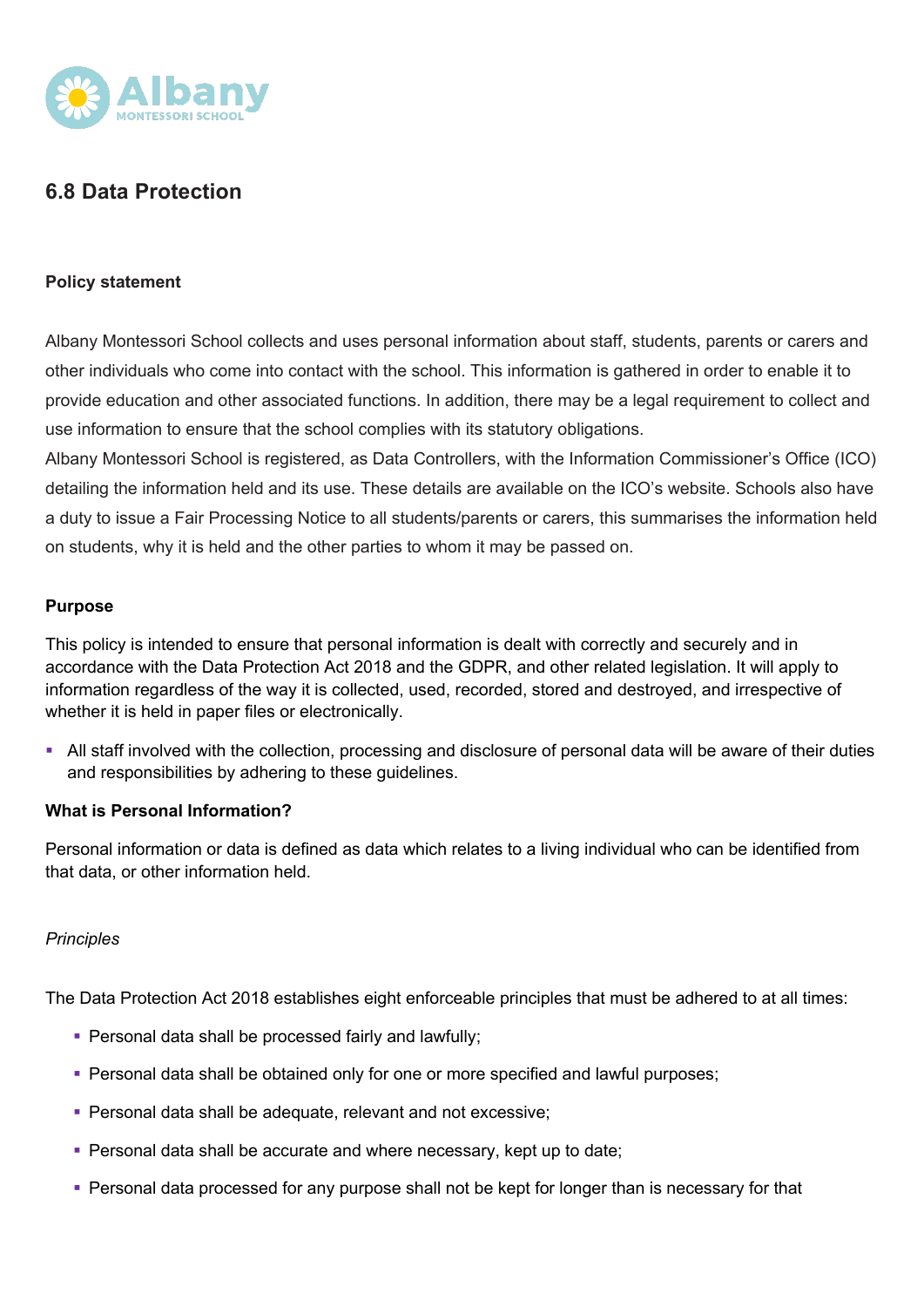## 6.8 Data Protection

**Policy statement**

Albany Montessori School collects and uses personal information about staff, students, parents or carers and other individuals who come into contact with the school. This information is gathered in order to enable it to provide education and other associated functions. In addition, there may be a legal requirement to collect and use information to ensure that the school complies with its statutory obligations.

Albany Montessori School is registered, as Data Controllers, with the Information Commissioner's Office (ICO) detailing the information held and its use. These details are available on the ICO's website. Schools also have a duty to issue a Fair Processing Notice to all students/parents or carers, this summarises the information held on students, why it is held and the other parties to whom it may be passed on.

**Purpose**

This policy is intended to ensure that personal information is dealt with correctly and securely and in accordance with the Data Protection Act 2018 and the GDPR, and other related legislation. It will apply to information regardless of the way it is collected, used, recorded, stored and destroyed, and irrespective of whether it is held in paper files or electronically.

- All staff involved with the collection, processing and disclosure of personal data will be aware of their duties and responsibilities by adhering to these guidelines.

**What is Personal Information?**

Personal information or data is defined as data which relates to a living individual who can be identified from that data, or other information held.

*Principles*

The Data Protection Act 2018 establishes eight enforceable principles that must be adhered to at all times:

- Personal data shall be processed fairly and lawfully;
- Personal data shall be obtained only for one or more specified and lawful purposes;
- Personal data shall be adequate, relevant and not excessive;
- Personal data shall be accurate and where necessary, kept up to date;
- Personal data processed for any purpose shall not be kept for longer than is necessary for that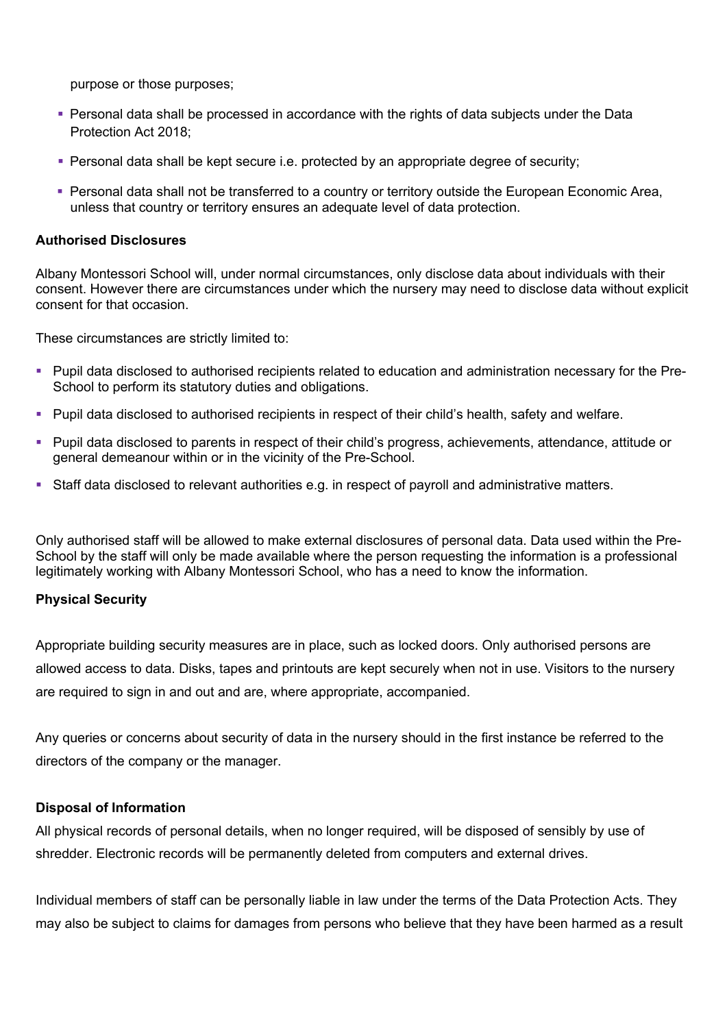purpose or those purposes;

- Personal data shall be processed in accordance with the rights of data subjects under the Data Protection Act 2018;
- Personal data shall be kept secure i.e. protected by an appropriate degree of security;
- Personal data shall not be transferred to a country or territory outside the European Economic Area, unless that country or territory ensures an adequate level of data protection.

**Authorised Disclosures**

Albany Montessori School will, under normal circumstances, only disclose data about individuals with their consent. However there are circumstances under which the nursery may need to disclose data without explicit consent for that occasion.

These circumstances are strictly limited to:

- Pupil data disclosed to authorised recipients related to education and administration necessary for the Pre-School to perform its statutory duties and obligations.
- Pupil data disclosed to authorised recipients in respect of their child's health, safety and welfare.
- Pupil data disclosed to parents in respect of their child's progress, achievements, attendance, attitude or general demeanour within or in the vicinity of the Pre-School.
- Staff data disclosed to relevant authorities e.g. in respect of payroll and administrative matters.

Only authorised staff will be allowed to make external disclosures of personal data. Data used within the Pre-School by the staff will only be made available where the person requesting the information is a professional legitimately working with Albany Montessori School, who has a need to know the information.

**Physical Security**

Appropriate building security measures are in place, such as locked doors. Only authorised persons are allowed access to data. Disks, tapes and printouts are kept securely when not in use. Visitors to the nursery are required to sign in and out and are, where appropriate, accompanied.

Any queries or concerns about security of data in the nursery should in the first instance be referred to the directors of the company or the manager.

**Disposal of Information**

All physical records of personal details, when no longer required, will be disposed of sensibly by use of shredder. Electronic records will be permanently deleted from computers and external drives.

Individual members of staff can be personally liable in law under the terms of the Data Protection Acts. They may also be subject to claims for damages from persons who believe that they have been harmed as a result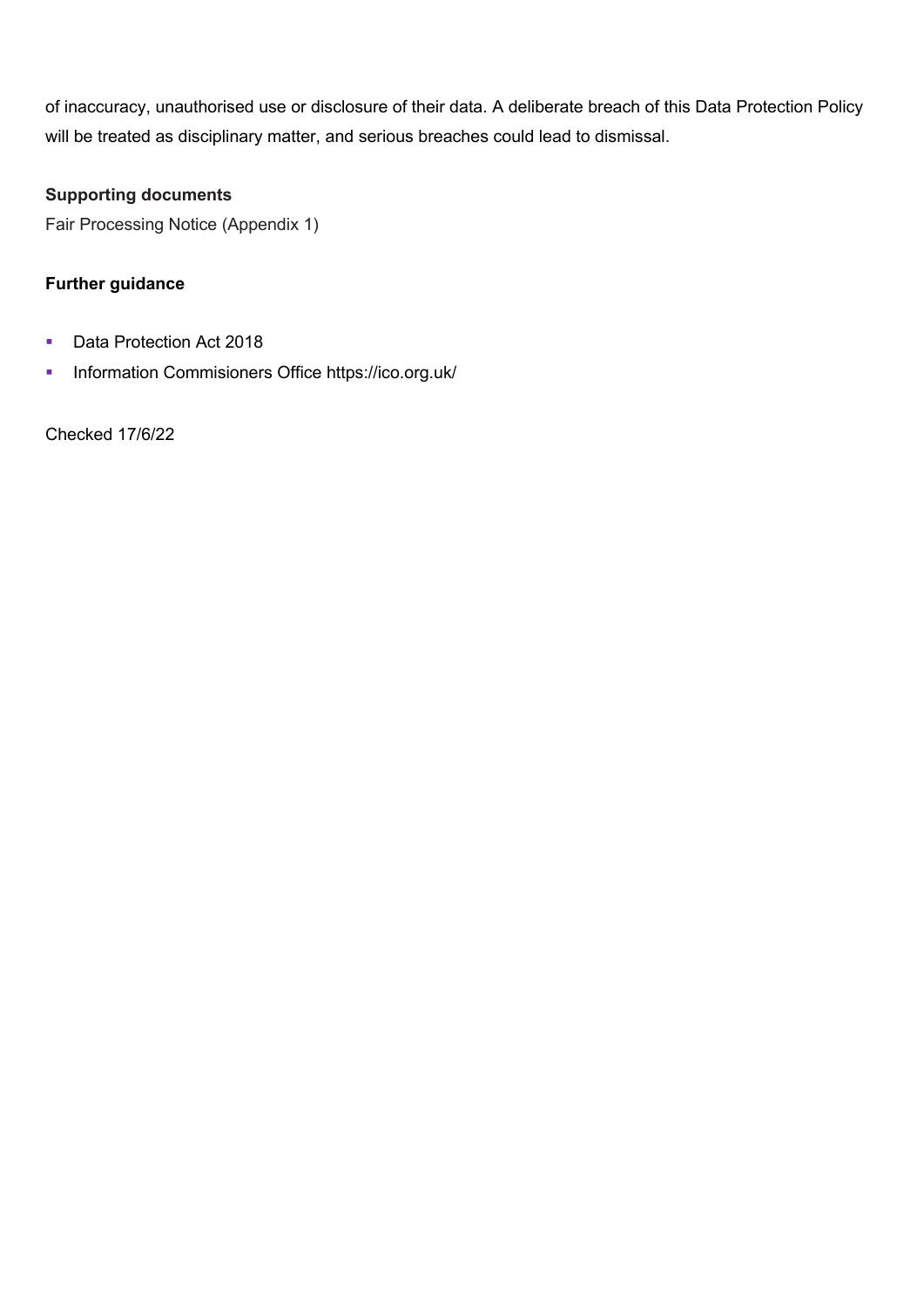of inaccuracy, unauthorised use or disclosure of their data. A deliberate breach of this Data Protection Policy will be treated as disciplinary matter, and serious breaches could lead to dismissal.

**Supporting documents**

Fair Processing Notice (Appendix 1)

**Further guidance**

- Data Protection Act 2018
- Information Commisioners Office https://ico.org.uk/

Checked 17/6/22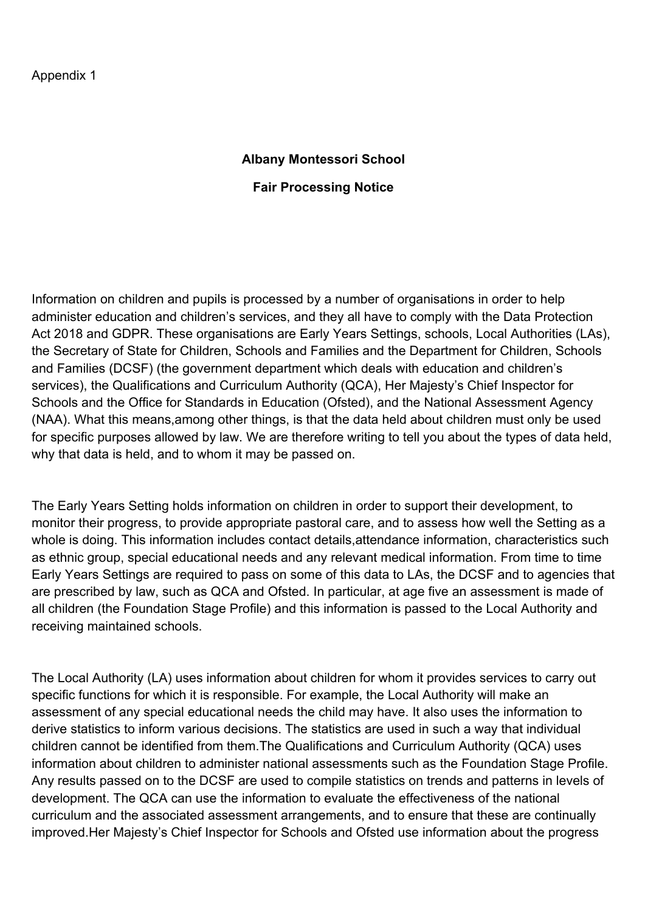Appendix 1

**Albany Montessori School**

**Fair Processing Notice**

Information on children and pupils is processed by a number of organisations in order to help administer education and children's services, and they all have to comply with the Data Protection Act 2018 and GDPR. These organisations are Early Years Settings, schools, Local Authorities (LAs), the Secretary of State for Children, Schools and Families and the Department for Children, Schools and Families (DCSF) (the government department which deals with education and children's services), the Qualifications and Curriculum Authority (QCA), Her Majesty's Chief Inspector for Schools and the Office for Standards in Education (Ofsted), and the National Assessment Agency (NAA). What this means,among other things, is that the data held about children must only be used for specific purposes allowed by law. We are therefore writing to tell you about the types of data held, why that data is held, and to whom it may be passed on.

The Early Years Setting holds information on children in order to support their development, to monitor their progress, to provide appropriate pastoral care, and to assess how well the Setting as a whole is doing. This information includes contact details,attendance information, characteristics such as ethnic group, special educational needs and any relevant medical information. From time to time Early Years Settings are required to pass on some of this data to LAs, the DCSF and to agencies that are prescribed by law, such as QCA and Ofsted. In particular, at age five an assessment is made of all children (the Foundation Stage Profile) and this information is passed to the Local Authority and receiving maintained schools.

The Local Authority (LA) uses information about children for whom it provides services to carry out specific functions for which it is responsible. For example, the Local Authority will make an assessment of any special educational needs the child may have. It also uses the information to derive statistics to inform various decisions. The statistics are used in such a way that individual children cannot be identified from them.The Qualifications and Curriculum Authority (QCA) uses information about children to administer national assessments such as the Foundation Stage Profile. Any results passed on to the DCSF are used to compile statistics on trends and patterns in levels of development. The QCA can use the information to evaluate the effectiveness of the national curriculum and the associated assessment arrangements, and to ensure that these are continually improved.Her Majesty's Chief Inspector for Schools and Ofsted use information about the progress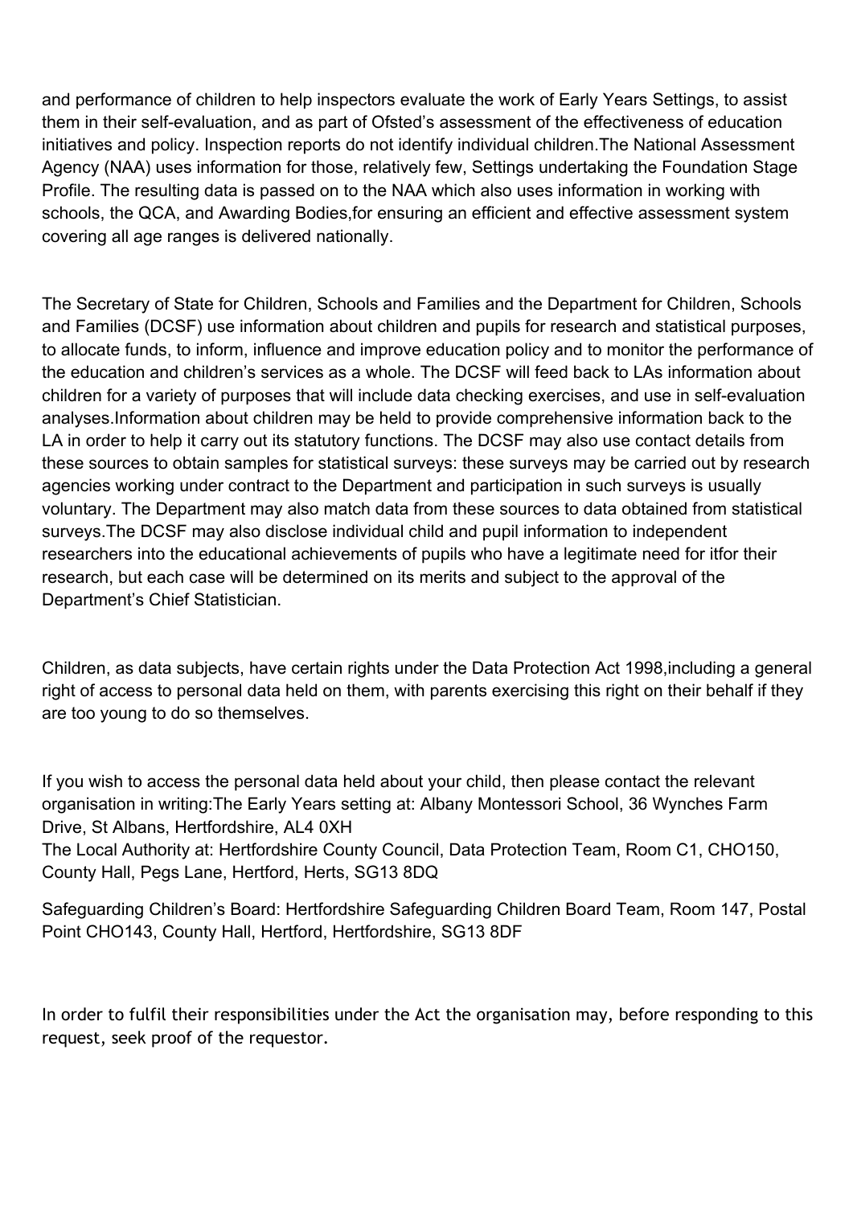and performance of children to help inspectors evaluate the work of Early Years Settings, to assist them in their self-evaluation, and as part of Ofsted's assessment of the effectiveness of education initiatives and policy. Inspection reports do not identify individual children.The National Assessment Agency (NAA) uses information for those, relatively few, Settings undertaking the Foundation Stage Profile. The resulting data is passed on to the NAA which also uses information in working with schools, the QCA, and Awarding Bodies,for ensuring an efficient and effective assessment system covering all age ranges is delivered nationally.

The Secretary of State for Children, Schools and Families and the Department for Children, Schools and Families (DCSF) use information about children and pupils for research and statistical purposes, to allocate funds, to inform, influence and improve education policy and to monitor the performance of the education and children's services as a whole. The DCSF will feed back to LAs information about children for a variety of purposes that will include data checking exercises, and use in self-evaluation analyses.Information about children may be held to provide comprehensive information back to the LA in order to help it carry out its statutory functions. The DCSF may also use contact details from these sources to obtain samples for statistical surveys: these surveys may be carried out by research agencies working under contract to the Department and participation in such surveys is usually voluntary. The Department may also match data from these sources to data obtained from statistical surveys.The DCSF may also disclose individual child and pupil information to independent researchers into the educational achievements of pupils who have a legitimate need for itfor their research, but each case will be determined on its merits and subject to the approval of the Department's Chief Statistician.

Children, as data subjects, have certain rights under the Data Protection Act 1998,including a general right of access to personal data held on them, with parents exercising this right on their behalf if they are too young to do so themselves.

If you wish to access the personal data held about your child, then please contact the relevant organisation in writing:The Early Years setting at: Albany Montessori School, 36 Wynches Farm Drive, St Albans, Hertfordshire, AL4 0XH
The Local Authority at: Hertfordshire County Council, Data Protection Team, Room C1, CHO150, County Hall, Pegs Lane, Hertford, Herts, SG13 8DQ

Safeguarding Children's Board: Hertfordshire Safeguarding Children Board Team, Room 147, Postal Point CHO143, County Hall, Hertford, Hertfordshire, SG13 8DF

In order to fulfil their responsibilities under the Act the organisation may, before responding to this request, seek proof of the requestor.